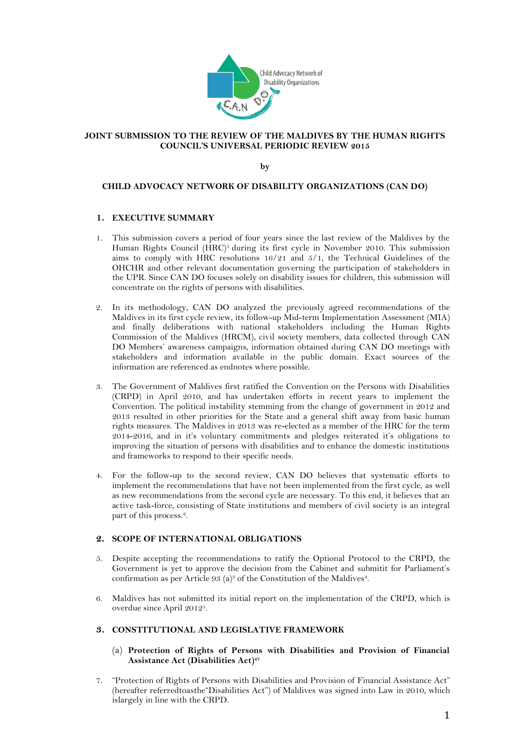**JOINT SUBMISSION TO THE REVIEW OF THE MALDIVES BY THE HUMAN RIGHTS COUNCIL'S UNIVERSAL PERIODIC REVIEW 2015**

**by**

**CHILD ADVOCACY NETWORK OF DISABILITY ORGANIZATIONS (CAN DO)**

## 1. EXECUTIVE SUMMARY

1. This submission covers a period of four years since the last review of the Maldives by the Human Rights Council (HRC)[1] during its first cycle in November 2010. This submission aims to comply with HRC resolutions 16/21 and 5/1, the Technical Guidelines of the OHCHR and other relevant documentation governing the participation of stakeholders in the UPR. Since CAN DO focuses solely on disability issues for children, this submission will concentrate on the rights of persons with disabilities.

2. In its methodology, CAN DO analyzed the previously agreed recommendations of the Maldives in its first cycle review, its follow-up Mid-term Implementation Assessment (MIA) and finally deliberations with national stakeholders including the Human Rights Commission of the Maldives (HRCM), civil society members, data collected through CAN DO Members' awareness campaigns, information obtained during CAN DO meetings with stakeholders and information available in the public domain. Exact sources of the information are referenced as endnotes where possible.

3. The Government of Maldives first ratified the Convention on the Persons with Disabilities (CRPD) in April 2010, and has undertaken efforts in recent years to implement the Convention. The political instability stemming from the change of government in 2012 and 2013 resulted in other priorities for the State and a general shift away from basic human rights measures. The Maldives in 2013 was re-elected as a member of the HRC for the term 2014-2016, and in it's voluntary commitments and pledges reiterated it's obligations to improving the situation of persons with disabilities and to enhance the domestic institutions and frameworks to respond to their specific needs.

4. For the follow-up to the second review, CAN DO believes that systematic efforts to implement the recommendations that have not been implemented from the first cycle, as well as new recommendations from the second cycle are necessary. To this end, it believes that an active task-force, consisting of State institutions and members of civil society is an integral part of this process.[2].

## 2. SCOPE OF INTERNATIONAL OBLIGATIONS

5. Despite accepting the recommendations to ratify the Optional Protocol to the CRPD, the Government is yet to approve the decision from the Cabinet and submitit for Parliament's confirmation as per Article 93 (a)[3] of the Constitution of the Maldives[4].

6. Maldives has not submitted its initial report on the implementation of the CRPD, which is overdue since April 2012[5].

## 3. CONSTITUTIONAL AND LEGISLATIVE FRAMEWORK

### (a) Protection of Rights of Persons with Disabilities and Provision of Financial Assistance Act (Disabilities Act)[67]

7. "Protection of Rights of Persons with Disabilities and Provision of Financial Assistance Act" (hereafter referredtoasthe"Disabilities Act") of Maldives was signed into Law in 2010, which islargely in line with the CRPD.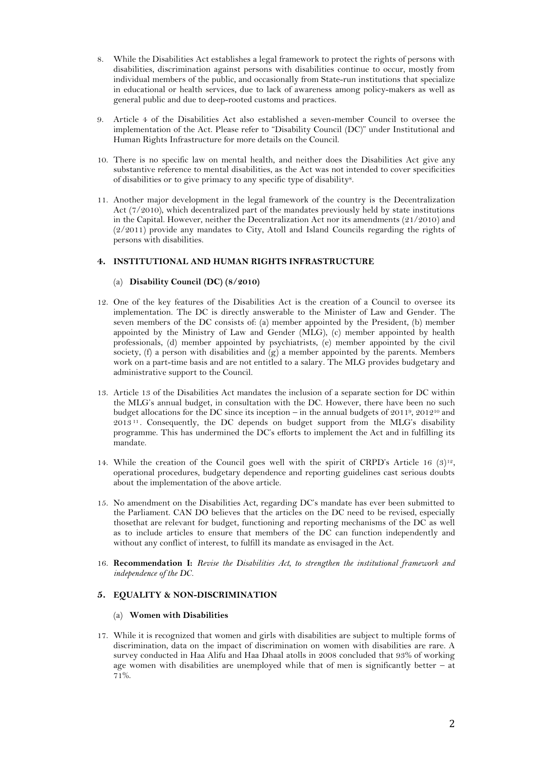8. While the Disabilities Act establishes a legal framework to protect the rights of persons with disabilities, discrimination against persons with disabilities continue to occur, mostly from individual members of the public, and occasionally from State-run institutions that specialize in educational or health services, due to lack of awareness among policy-makers as well as general public and due to deep-rooted customs and practices.

9. Article 4 of the Disabilities Act also established a seven-member Council to oversee the implementation of the Act. Please refer to "Disability Council (DC)" under Institutional and Human Rights Infrastructure for more details on the Council.

10. There is no specific law on mental health, and neither does the Disabilities Act give any substantive reference to mental disabilities, as the Act was not intended to cover specificities of disabilities or to give primacy to any specific type of disability[8].

11. Another major development in the legal framework of the country is the Decentralization Act (7/2010), which decentralized part of the mandates previously held by state institutions in the Capital. However, neither the Decentralization Act nor its amendments (21/2010) and (2/2011) provide any mandates to City, Atoll and Island Councils regarding the rights of persons with disabilities.

## 4. INSTITUTIONAL AND HUMAN RIGHTS INFRASTRUCTURE

### (a) Disability Council (DC) (8/2010)

12. One of the key features of the Disabilities Act is the creation of a Council to oversee its implementation. The DC is directly answerable to the Minister of Law and Gender. The seven members of the DC consists of: (a) member appointed by the President, (b) member appointed by the Ministry of Law and Gender (MLG), (c) member appointed by health professionals, (d) member appointed by psychiatrists, (e) member appointed by the civil society, (f) a person with disabilities and (g) a member appointed by the parents. Members work on a part-time basis and are not entitled to a salary. The MLG provides budgetary and administrative support to the Council.

13. Article 13 of the Disabilities Act mandates the inclusion of a separate section for DC within the MLG's annual budget, in consultation with the DC. However, there have been no such budget allocations for the DC since its inception – in the annual budgets of 2011[9], 2012[10] and 2013[11]. Consequently, the DC depends on budget support from the MLG's disability programme. This has undermined the DC's efforts to implement the Act and in fulfilling its mandate.

14. While the creation of the Council goes well with the spirit of CRPD's Article 16 (3)[12], operational procedures, budgetary dependence and reporting guidelines cast serious doubts about the implementation of the above article.

15. No amendment on the Disabilities Act, regarding DC's mandate has ever been submitted to the Parliament. CAN DO believes that the articles on the DC need to be revised, especially thosethat are relevant for budget, functioning and reporting mechanisms of the DC as well as to include articles to ensure that members of the DC can function independently and without any conflict of interest, to fulfill its mandate as envisaged in the Act.

16. **Recommendation I:** *Revise the Disabilities Act, to strengthen the institutional framework and independence of the DC.*

## 5. EQUALITY & NON-DISCRIMINATION

### (a) Women with Disabilities

17. While it is recognized that women and girls with disabilities are subject to multiple forms of discrimination, data on the impact of discrimination on women with disabilities are rare. A survey conducted in Haa Alifu and Haa Dhaal atolls in 2008 concluded that 93% of working age women with disabilities are unemployed while that of men is significantly better – at 71%.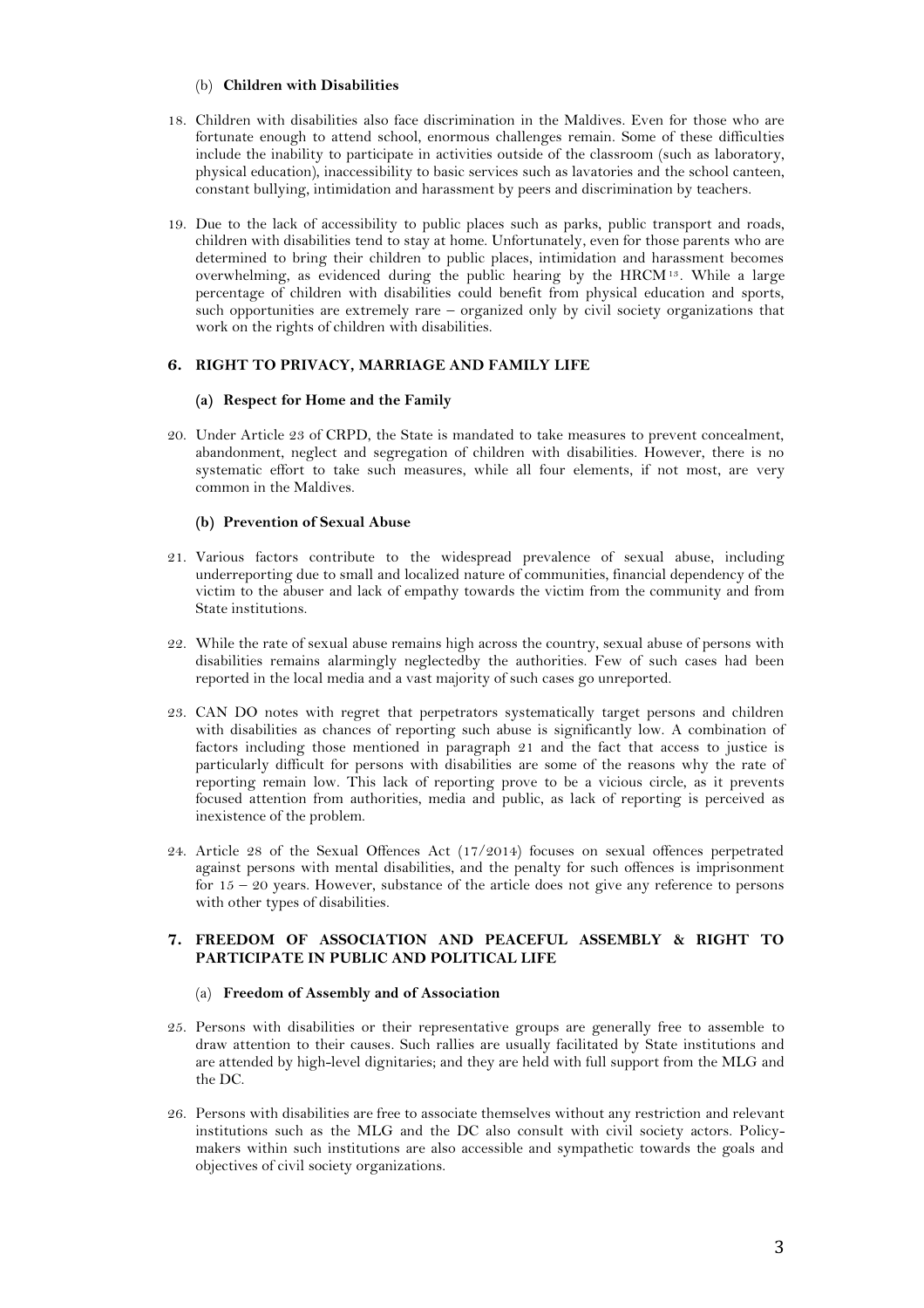### (b) **Children with Disabilities**

18. Children with disabilities also face discrimination in the Maldives. Even for those who are fortunate enough to attend school, enormous challenges remain. Some of these difficulties include the inability to participate in activities outside of the classroom (such as laboratory, physical education), inaccessibility to basic services such as lavatories and the school canteen, constant bullying, intimidation and harassment by peers and discrimination by teachers.

19. Due to the lack of accessibility to public places such as parks, public transport and roads, children with disabilities tend to stay at home. Unfortunately, even for those parents who are determined to bring their children to public places, intimidation and harassment becomes overwhelming, as evidenced during the public hearing by the HRCM[13]. While a large percentage of children with disabilities could benefit from physical education and sports, such opportunities are extremely rare – organized only by civil society organizations that work on the rights of children with disabilities.

## 6. RIGHT TO PRIVACY, MARRIAGE AND FAMILY LIFE

### (a) Respect for Home and the Family

20. Under Article 23 of CRPD, the State is mandated to take measures to prevent concealment, abandonment, neglect and segregation of children with disabilities. However, there is no systematic effort to take such measures, while all four elements, if not most, are very common in the Maldives.

### (b) Prevention of Sexual Abuse

21. Various factors contribute to the widespread prevalence of sexual abuse, including underreporting due to small and localized nature of communities, financial dependency of the victim to the abuser and lack of empathy towards the victim from the community and from State institutions.

22. While the rate of sexual abuse remains high across the country, sexual abuse of persons with disabilities remains alarmingly neglectedby the authorities. Few of such cases had been reported in the local media and a vast majority of such cases go unreported.

23. CAN DO notes with regret that perpetrators systematically target persons and children with disabilities as chances of reporting such abuse is significantly low. A combination of factors including those mentioned in paragraph 21 and the fact that access to justice is particularly difficult for persons with disabilities are some of the reasons why the rate of reporting remain low. This lack of reporting prove to be a vicious circle, as it prevents focused attention from authorities, media and public, as lack of reporting is perceived as inexistence of the problem.

24. Article 28 of the Sexual Offences Act (17/2014) focuses on sexual offences perpetrated against persons with mental disabilities, and the penalty for such offences is imprisonment for 15 – 20 years. However, substance of the article does not give any reference to persons with other types of disabilities.

## 7. FREEDOM OF ASSOCIATION AND PEACEFUL ASSEMBLY & RIGHT TO PARTICIPATE IN PUBLIC AND POLITICAL LIFE

### (a) **Freedom of Assembly and of Association**

25. Persons with disabilities or their representative groups are generally free to assemble to draw attention to their causes. Such rallies are usually facilitated by State institutions and are attended by high-level dignitaries; and they are held with full support from the MLG and the DC.

26. Persons with disabilities are free to associate themselves without any restriction and relevant institutions such as the MLG and the DC also consult with civil society actors. Policy-makers within such institutions are also accessible and sympathetic towards the goals and objectives of civil society organizations.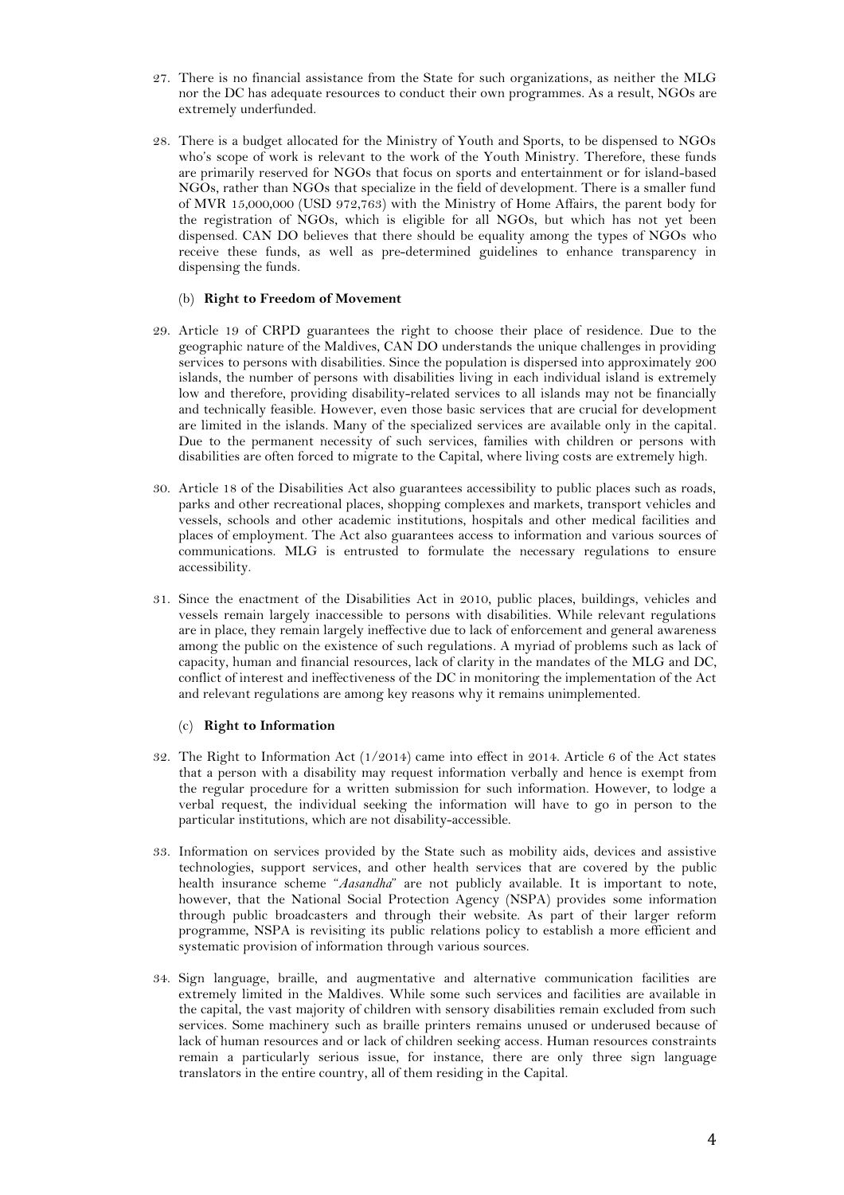27. There is no financial assistance from the State for such organizations, as neither the MLG nor the DC has adequate resources to conduct their own programmes. As a result, NGOs are extremely underfunded.

28. There is a budget allocated for the Ministry of Youth and Sports, to be dispensed to NGOs who's scope of work is relevant to the work of the Youth Ministry. Therefore, these funds are primarily reserved for NGOs that focus on sports and entertainment or for island-based NGOs, rather than NGOs that specialize in the field of development. There is a smaller fund of MVR 15,000,000 (USD 972,763) with the Ministry of Home Affairs, the parent body for the registration of NGOs, which is eligible for all NGOs, but which has not yet been dispensed. CAN DO believes that there should be equality among the types of NGOs who receive these funds, as well as pre-determined guidelines to enhance transparency in dispensing the funds.

(b) **Right to Freedom of Movement**

29. Article 19 of CRPD guarantees the right to choose their place of residence. Due to the geographic nature of the Maldives, CAN DO understands the unique challenges in providing services to persons with disabilities. Since the population is dispersed into approximately 200 islands, the number of persons with disabilities living in each individual island is extremely low and therefore, providing disability-related services to all islands may not be financially and technically feasible. However, even those basic services that are crucial for development are limited in the islands. Many of the specialized services are available only in the capital. Due to the permanent necessity of such services, families with children or persons with disabilities are often forced to migrate to the Capital, where living costs are extremely high.

30. Article 18 of the Disabilities Act also guarantees accessibility to public places such as roads, parks and other recreational places, shopping complexes and markets, transport vehicles and vessels, schools and other academic institutions, hospitals and other medical facilities and places of employment. The Act also guarantees access to information and various sources of communications. MLG is entrusted to formulate the necessary regulations to ensure accessibility.

31. Since the enactment of the Disabilities Act in 2010, public places, buildings, vehicles and vessels remain largely inaccessible to persons with disabilities. While relevant regulations are in place, they remain largely ineffective due to lack of enforcement and general awareness among the public on the existence of such regulations. A myriad of problems such as lack of capacity, human and financial resources, lack of clarity in the mandates of the MLG and DC, conflict of interest and ineffectiveness of the DC in monitoring the implementation of the Act and relevant regulations are among key reasons why it remains unimplemented.

(c) **Right to Information**

32. The Right to Information Act (1/2014) came into effect in 2014. Article 6 of the Act states that a person with a disability may request information verbally and hence is exempt from the regular procedure for a written submission for such information. However, to lodge a verbal request, the individual seeking the information will have to go in person to the particular institutions, which are not disability-accessible.

33. Information on services provided by the State such as mobility aids, devices and assistive technologies, support services, and other health services that are covered by the public health insurance scheme "*Aasandha*" are not publicly available. It is important to note, however, that the National Social Protection Agency (NSPA) provides some information through public broadcasters and through their website. As part of their larger reform programme, NSPA is revisiting its public relations policy to establish a more efficient and systematic provision of information through various sources.

34. Sign language, braille, and augmentative and alternative communication facilities are extremely limited in the Maldives. While some such services and facilities are available in the capital, the vast majority of children with sensory disabilities remain excluded from such services. Some machinery such as braille printers remains unused or underused because of lack of human resources and or lack of children seeking access. Human resources constraints remain a particularly serious issue, for instance, there are only three sign language translators in the entire country, all of them residing in the Capital.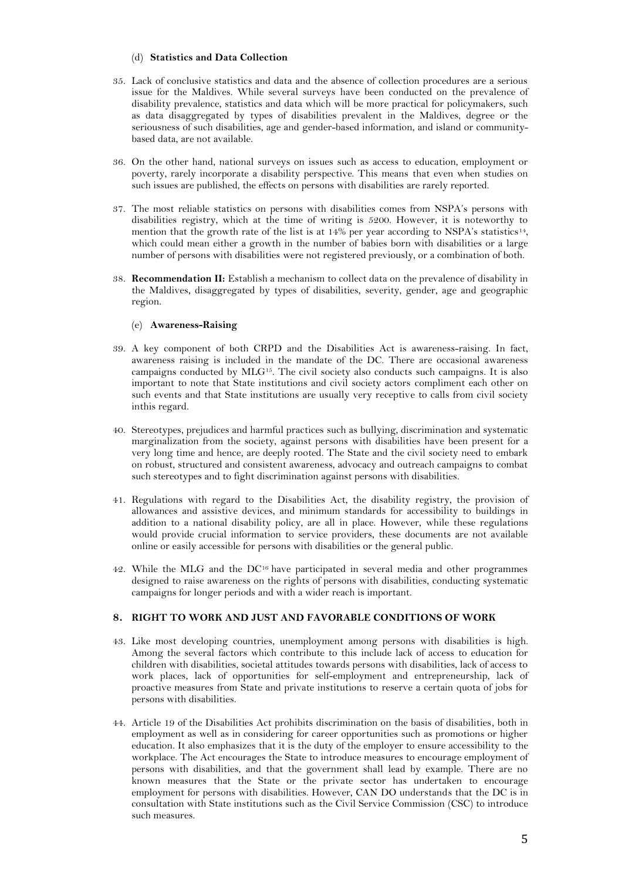### (d) **Statistics and Data Collection**

35. Lack of conclusive statistics and data and the absence of collection procedures are a serious issue for the Maldives. While several surveys have been conducted on the prevalence of disability prevalence, statistics and data which will be more practical for policymakers, such as data disaggregated by types of disabilities prevalent in the Maldives, degree or the seriousness of such disabilities, age and gender-based information, and island or community-based data, are not available.

36. On the other hand, national surveys on issues such as access to education, employment or poverty, rarely incorporate a disability perspective. This means that even when studies on such issues are published, the effects on persons with disabilities are rarely reported.

37. The most reliable statistics on persons with disabilities comes from NSPA's persons with disabilities registry, which at the time of writing is 5200. However, it is noteworthy to mention that the growth rate of the list is at 14% per year according to NSPA's statistics[14], which could mean either a growth in the number of babies born with disabilities or a large number of persons with disabilities were not registered previously, or a combination of both.

38. **Recommendation II:** Establish a mechanism to collect data on the prevalence of disability in the Maldives, disaggregated by types of disabilities, severity, gender, age and geographic region.

### (e) **Awareness-Raising**

39. A key component of both CRPD and the Disabilities Act is awareness-raising. In fact, awareness raising is included in the mandate of the DC. There are occasional awareness campaigns conducted by MLG[15]. The civil society also conducts such campaigns. It is also important to note that State institutions and civil society actors compliment each other on such events and that State institutions are usually very receptive to calls from civil society inthis regard.

40. Stereotypes, prejudices and harmful practices such as bullying, discrimination and systematic marginalization from the society, against persons with disabilities have been present for a very long time and hence, are deeply rooted. The State and the civil society need to embark on robust, structured and consistent awareness, advocacy and outreach campaigns to combat such stereotypes and to fight discrimination against persons with disabilities.

41. Regulations with regard to the Disabilities Act, the disability registry, the provision of allowances and assistive devices, and minimum standards for accessibility to buildings in addition to a national disability policy, are all in place. However, while these regulations would provide crucial information to service providers, these documents are not available online or easily accessible for persons with disabilities or the general public.

42. While the MLG and the DC[16] have participated in several media and other programmes designed to raise awareness on the rights of persons with disabilities, conducting systematic campaigns for longer periods and with a wider reach is important.

## 8. RIGHT TO WORK AND JUST AND FAVORABLE CONDITIONS OF WORK

43. Like most developing countries, unemployment among persons with disabilities is high. Among the several factors which contribute to this include lack of access to education for children with disabilities, societal attitudes towards persons with disabilities, lack of access to work places, lack of opportunities for self-employment and entrepreneurship, lack of proactive measures from State and private institutions to reserve a certain quota of jobs for persons with disabilities.

44. Article 19 of the Disabilities Act prohibits discrimination on the basis of disabilities, both in employment as well as in considering for career opportunities such as promotions or higher education. It also emphasizes that it is the duty of the employer to ensure accessibility to the workplace. The Act encourages the State to introduce measures to encourage employment of persons with disabilities, and that the government shall lead by example. There are no known measures that the State or the private sector has undertaken to encourage employment for persons with disabilities. However, CAN DO understands that the DC is in consultation with State institutions such as the Civil Service Commission (CSC) to introduce such measures.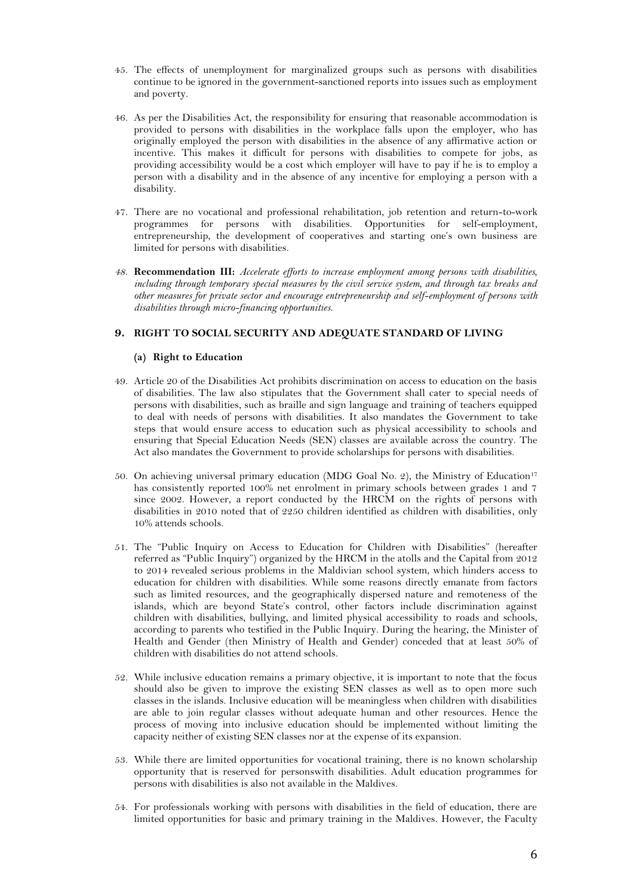45. The effects of unemployment for marginalized groups such as persons with disabilities continue to be ignored in the government-sanctioned reports into issues such as employment and poverty.

46. As per the Disabilities Act, the responsibility for ensuring that reasonable accommodation is provided to persons with disabilities in the workplace falls upon the employer, who has originally employed the person with disabilities in the absence of any affirmative action or incentive. This makes it difficult for persons with disabilities to compete for jobs, as providing accessibility would be a cost which employer will have to pay if he is to employ a person with a disability and in the absence of any incentive for employing a person with a disability.

47. There are no vocational and professional rehabilitation, job retention and return-to-work programmes for persons with disabilities. Opportunities for self-employment, entrepreneurship, the development of cooperatives and starting one's own business are limited for persons with disabilities.

48. **Recommendation III:** *Accelerate efforts to increase employment among persons with disabilities, including through temporary special measures by the civil service system, and through tax breaks and other measures for private sector and encourage entrepreneurship and self-employment of persons with disabilities through micro-financing opportunities.*

## 9. RIGHT TO SOCIAL SECURITY AND ADEQUATE STANDARD OF LIVING

### (a) Right to Education

49. Article 20 of the Disabilities Act prohibits discrimination on access to education on the basis of disabilities. The law also stipulates that the Government shall cater to special needs of persons with disabilities, such as braille and sign language and training of teachers equipped to deal with needs of persons with disabilities. It also mandates the Government to take steps that would ensure access to education such as physical accessibility to schools and ensuring that Special Education Needs (SEN) classes are available across the country. The Act also mandates the Government to provide scholarships for persons with disabilities.

50. On achieving universal primary education (MDG Goal No. 2), the Ministry of Education[17] has consistently reported 100% net enrolment in primary schools between grades 1 and 7 since 2002. However, a report conducted by the HRCM on the rights of persons with disabilities in 2010 noted that of 2250 children identified as children with disabilities, only 10% attends schools.

51. The "Public Inquiry on Access to Education for Children with Disabilities" (hereafter referred as "Public Inquiry") organized by the HRCM in the atolls and the Capital from 2012 to 2014 revealed serious problems in the Maldivian school system, which hinders access to education for children with disabilities. While some reasons directly emanate from factors such as limited resources, and the geographically dispersed nature and remoteness of the islands, which are beyond State's control, other factors include discrimination against children with disabilities, bullying, and limited physical accessibility to roads and schools, according to parents who testified in the Public Inquiry. During the hearing, the Minister of Health and Gender (then Ministry of Health and Gender) conceded that at least 50% of children with disabilities do not attend schools.

52. While inclusive education remains a primary objective, it is important to note that the focus should also be given to improve the existing SEN classes as well as to open more such classes in the islands. Inclusive education will be meaningless when children with disabilities are able to join regular classes without adequate human and other resources. Hence the process of moving into inclusive education should be implemented without limiting the capacity neither of existing SEN classes nor at the expense of its expansion.

53. While there are limited opportunities for vocational training, there is no known scholarship opportunity that is reserved for personswith disabilities. Adult education programmes for persons with disabilities is also not available in the Maldives.

54. For professionals working with persons with disabilities in the field of education, there are limited opportunities for basic and primary training in the Maldives. However, the Faculty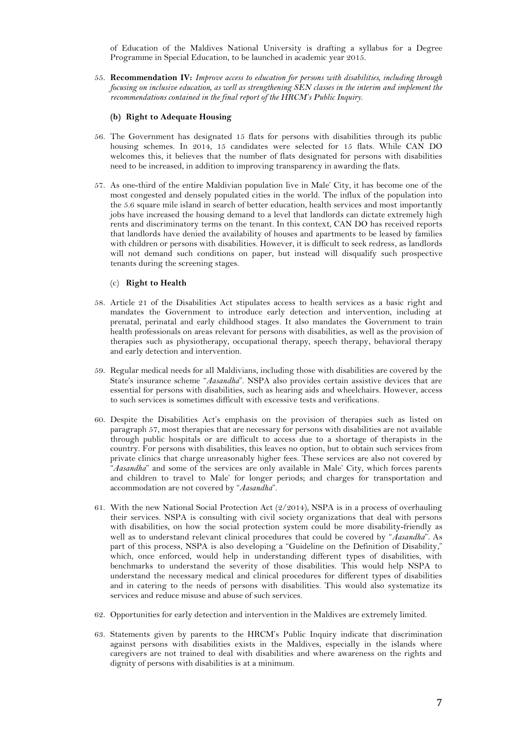of Education of the Maldives National University is drafting a syllabus for a Degree Programme in Special Education, to be launched in academic year 2015.

55. **Recommendation IV:** *Improve access to education for persons with disabilities, including through focusing on inclusive education, as well as strengthening SEN classes in the interim and implement the recommendations contained in the final report of the HRCM's Public Inquiry.*

### (b) Right to Adequate Housing

56. The Government has designated 15 flats for persons with disabilities through its public housing schemes. In 2014, 15 candidates were selected for 15 flats. While CAN DO welcomes this, it believes that the number of flats designated for persons with disabilities need to be increased, in addition to improving transparency in awarding the flats.

57. As one-third of the entire Maldivian population live in Male' City, it has become one of the most congested and densely populated cities in the world. The influx of the population into the 5.6 square mile island in search of better education, health services and most importantly jobs have increased the housing demand to a level that landlords can dictate extremely high rents and discriminatory terms on the tenant. In this context, CAN DO has received reports that landlords have denied the availability of houses and apartments to be leased by families with children or persons with disabilities. However, it is difficult to seek redress, as landlords will not demand such conditions on paper, but instead will disqualify such prospective tenants during the screening stages.

### (c) Right to Health

58. Article 21 of the Disabilities Act stipulates access to health services as a basic right and mandates the Government to introduce early detection and intervention, including at prenatal, perinatal and early childhood stages. It also mandates the Government to train health professionals on areas relevant for persons with disabilities, as well as the provision of therapies such as physiotherapy, occupational therapy, speech therapy, behavioral therapy and early detection and intervention.

59. Regular medical needs for all Maldivians, including those with disabilities are covered by the State's insurance scheme "*Aasandha*". NSPA also provides certain assistive devices that are essential for persons with disabilities, such as hearing aids and wheelchairs. However, access to such services is sometimes difficult with excessive tests and verifications.

60. Despite the Disabilities Act's emphasis on the provision of therapies such as listed on paragraph 57, most therapies that are necessary for persons with disabilities are not available through public hospitals or are difficult to access due to a shortage of therapists in the country. For persons with disabilities, this leaves no option, but to obtain such services from private clinics that charge unreasonably higher fees. These services are also not covered by "*Aasandha*" and some of the services are only available in Male' City, which forces parents and children to travel to Male' for longer periods; and charges for transportation and accommodation are not covered by "*Aasandha*".

61. With the new National Social Protection Act (2/2014), NSPA is in a process of overhauling their services. NSPA is consulting with civil society organizations that deal with persons with disabilities, on how the social protection system could be more disability-friendly as well as to understand relevant clinical procedures that could be covered by "*Aasandha*". As part of this process, NSPA is also developing a "Guideline on the Definition of Disability," which, once enforced, would help in understanding different types of disabilities, with benchmarks to understand the severity of those disabilities. This would help NSPA to understand the necessary medical and clinical procedures for different types of disabilities and in catering to the needs of persons with disabilities. This would also systematize its services and reduce misuse and abuse of such services.

62. Opportunities for early detection and intervention in the Maldives are extremely limited.

63. Statements given by parents to the HRCM's Public Inquiry indicate that discrimination against persons with disabilities exists in the Maldives, especially in the islands where caregivers are not trained to deal with disabilities and where awareness on the rights and dignity of persons with disabilities is at a minimum.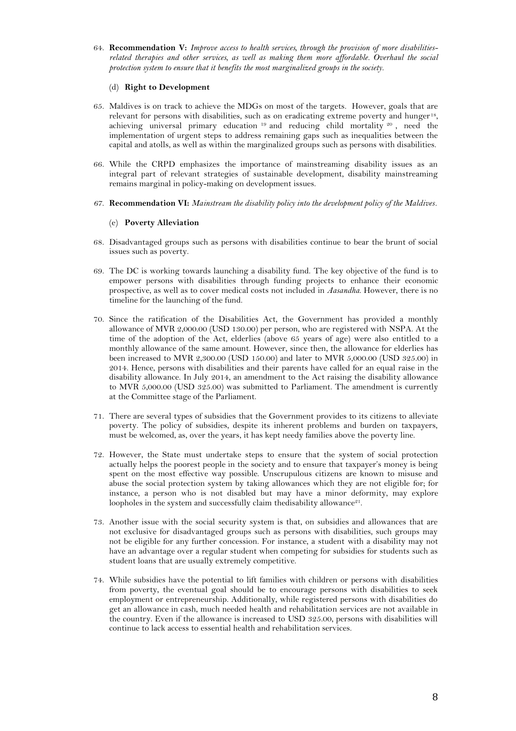64. **Recommendation V:** *Improve access to health services, through the provision of more disabilities-related therapies and other services, as well as making them more affordable. Overhaul the social protection system to ensure that it benefits the most marginalized groups in the society.*

### (d) Right to Development

65. Maldives is on track to achieve the MDGs on most of the targets. However, goals that are relevant for persons with disabilities, such as on eradicating extreme poverty and hunger[18], achieving universal primary education [19] and reducing child mortality [20], need the implementation of urgent steps to address remaining gaps such as inequalities between the capital and atolls, as well as within the marginalized groups such as persons with disabilities.

66. While the CRPD emphasizes the importance of mainstreaming disability issues as an integral part of relevant strategies of sustainable development, disability mainstreaming remains marginal in policy-making on development issues.

67. **Recommendation VI:** *Mainstream the disability policy into the development policy of the Maldives.*

### (e) Poverty Alleviation

68. Disadvantaged groups such as persons with disabilities continue to bear the brunt of social issues such as poverty.

69. The DC is working towards launching a disability fund. The key objective of the fund is to empower persons with disabilities through funding projects to enhance their economic prospective, as well as to cover medical costs not included in *Aasandha*. However, there is no timeline for the launching of the fund.

70. Since the ratification of the Disabilities Act, the Government has provided a monthly allowance of MVR 2,000.00 (USD 130.00) per person, who are registered with NSPA. At the time of the adoption of the Act, elderlies (above 65 years of age) were also entitled to a monthly allowance of the same amount. However, since then, the allowance for elderlies has been increased to MVR 2,300.00 (USD 150.00) and later to MVR 5,000.00 (USD 325.00) in 2014. Hence, persons with disabilities and their parents have called for an equal raise in the disability allowance. In July 2014, an amendment to the Act raising the disability allowance to MVR 5,000.00 (USD 325.00) was submitted to Parliament. The amendment is currently at the Committee stage of the Parliament.

71. There are several types of subsidies that the Government provides to its citizens to alleviate poverty. The policy of subsidies, despite its inherent problems and burden on taxpayers, must be welcomed, as, over the years, it has kept needy families above the poverty line.

72. However, the State must undertake steps to ensure that the system of social protection actually helps the poorest people in the society and to ensure that taxpayer's money is being spent on the most effective way possible. Unscrupulous citizens are known to misuse and abuse the social protection system by taking allowances which they are not eligible for; for instance, a person who is not disabled but may have a minor deformity, may explore loopholes in the system and successfully claim thedisability allowance[21].

73. Another issue with the social security system is that, on subsidies and allowances that are not exclusive for disadvantaged groups such as persons with disabilities, such groups may not be eligible for any further concession. For instance, a student with a disability may not have an advantage over a regular student when competing for subsidies for students such as student loans that are usually extremely competitive.

74. While subsidies have the potential to lift families with children or persons with disabilities from poverty, the eventual goal should be to encourage persons with disabilities to seek employment or entrepreneurship. Additionally, while registered persons with disabilities do get an allowance in cash, much needed health and rehabilitation services are not available in the country. Even if the allowance is increased to USD 325.00, persons with disabilities will continue to lack access to essential health and rehabilitation services.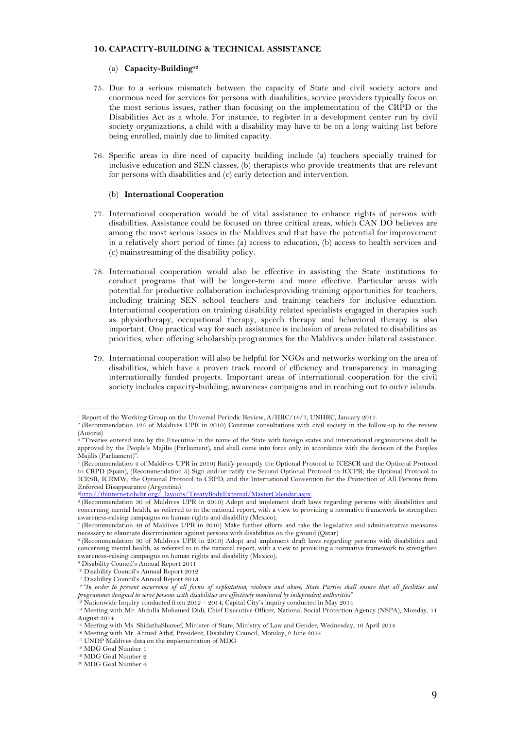## 10. CAPACITY-BUILDING & TECHNICAL ASSISTANCE

### (a) Capacity-Building[22]

75. Due to a serious mismatch between the capacity of State and civil society actors and enormous need for services for persons with disabilities, service providers typically focus on the most serious issues, rather than focusing on the implementation of the CRPD or the Disabilities Act as a whole. For instance, to register in a development center run by civil society organizations, a child with a disability may have to be on a long waiting list before being enrolled, mainly due to limited capacity.

76. Specific areas in dire need of capacity building include (a) teachers specially trained for inclusive education and SEN classes, (b) therapists who provide treatments that are relevant for persons with disabilities and (c) early detection and intervention.

### (b) International Cooperation

77. International cooperation would be of vital assistance to enhance rights of persons with disabilities. Assistance could be focused on three critical areas, which CAN DO believes are among the most serious issues in the Maldives and that have the potential for improvement in a relatively short period of time: (a) access to education, (b) access to health services and (c) mainstreaming of the disability policy.

78. International cooperation would also be effective in assisting the State institutions to conduct programs that will be longer-term and more effective. Particular areas with potential for productive collaboration includesproviding training opportunities for teachers, including training SEN school teachers and training teachers for inclusive education. International cooperation on training disability related specialists engaged in therapies such as physiotherapy, occupational therapy, speech therapy and behavioral therapy is also important. One practical way for such assistance is inclusion of areas related to disabilities as priorities, when offering scholarship programmes for the Maldives under bilateral assistance.

79. International cooperation will also be helpful for NGOs and networks working on the area of disabilities, which have a proven track record of efficiency and transparency in managing internationally funded projects. Important areas of international cooperation for the civil society includes capacity-building, awareness campaigns and in reaching out to outer islands.

---

[1] Report of the Working Group on the Universal Periodic Review, A/HRC/16/7, UNHRC, January 2011.

[2] (Recommendation 125 of Maldives UPR in 2010) Continue consultations with civil society in the follow-up to the review (Austria)

[3] "Treaties entered into by the Executive in the name of the State with foreign states and international organizations shall be approved by the People's Majilis (Parliament), and shall come into force only in accordance with the decision of the Peoples Majilis (Parliament)".

[4] (Recommendation 4 of Maldives UPR in 2010) Ratify promptly the Optional Protocol to ICESCR and the Optional Protocol to CRPD (Spain), (Recommendation 5) Sign and/or ratify the Second Optional Protocol to ICCPR; the Optional Protocol to ICESR; ICRMW; the Optional Protocol to CRPD; and the International Convention for the Protection of All Persons from Enforced Disappearance (Argentina)

[5] http://tbinternet.ohchr.org/_layouts/TreatyBodyExternal/MasterCalendar.aspx.

[6] (Recommendation 30 of Maldives UPR in 2010) Adopt and implement draft laws regarding persons with disabilities and concerning mental health, as referred to in the national report, with a view to providing a normative framework to strengthen awareness-raising campaigns on human rights and disability (Mexico);

[7] (Recommendation 49 of Maldives UPR in 2010) Make further efforts and take the legislative and administrative measures necessary to eliminate discrimination against persons with disabilities on the ground (Qatar)

[8] (Recommendation 30 of Maldives UPR in 2010) Adopt and implement draft laws regarding persons with disabilities and concerning mental health, as referred to in the national report, with a view to providing a normative framework to strengthen awareness-raising campaigns on human rights and disability (Mexico);

[9] Disability Council's Annual Report 2011

[10] Disability Council's Annual Report 2012

[11] Disability Council's Annual Report 2013

[12] "*In order to prevent occurrence of all forms of exploitation, violence and abuse, State Parties shall ensure that all facilities and programmes designed to serve persons with disabilities are effectively monitored by independent authorities*"

[13] Nationwide Inquiry conducted from 2012 – 2014, Capital City's inquiry conducted in May 2014

[14] Meeting with Mr. Abdulla Mohamed Didi, Chief Executive Officer, National Social Protection Agency (NSPA), Monday, 11 August 2014

[15] Meeting with Ms. ShidathaShareef, Minister of State, Ministry of Law and Gender, Wednesday, 16 April 2014

[16] Meeting with Mr. Ahmed Athif, President, Disability Council, Monday, 2 June 2014

[17] UNDP Maldives data on the implementation of MDG

[18] MDG Goal Number 1

[19] MDG Goal Number 2

[20] MDG Goal Number 4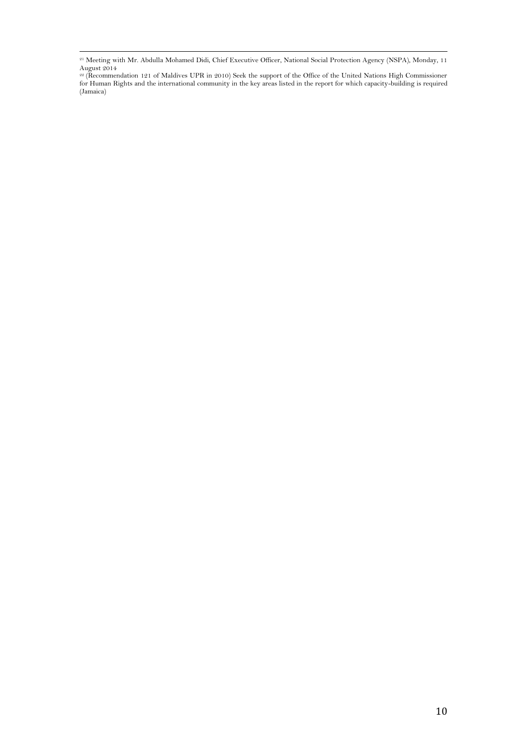[21] Meeting with Mr. Abdulla Mohamed Didi, Chief Executive Officer, National Social Protection Agency (NSPA), Monday, 11 August 2014

[22] (Recommendation 121 of Maldives UPR in 2010) Seek the support of the Office of the United Nations High Commissioner for Human Rights and the international community in the key areas listed in the report for which capacity-building is required (Jamaica)